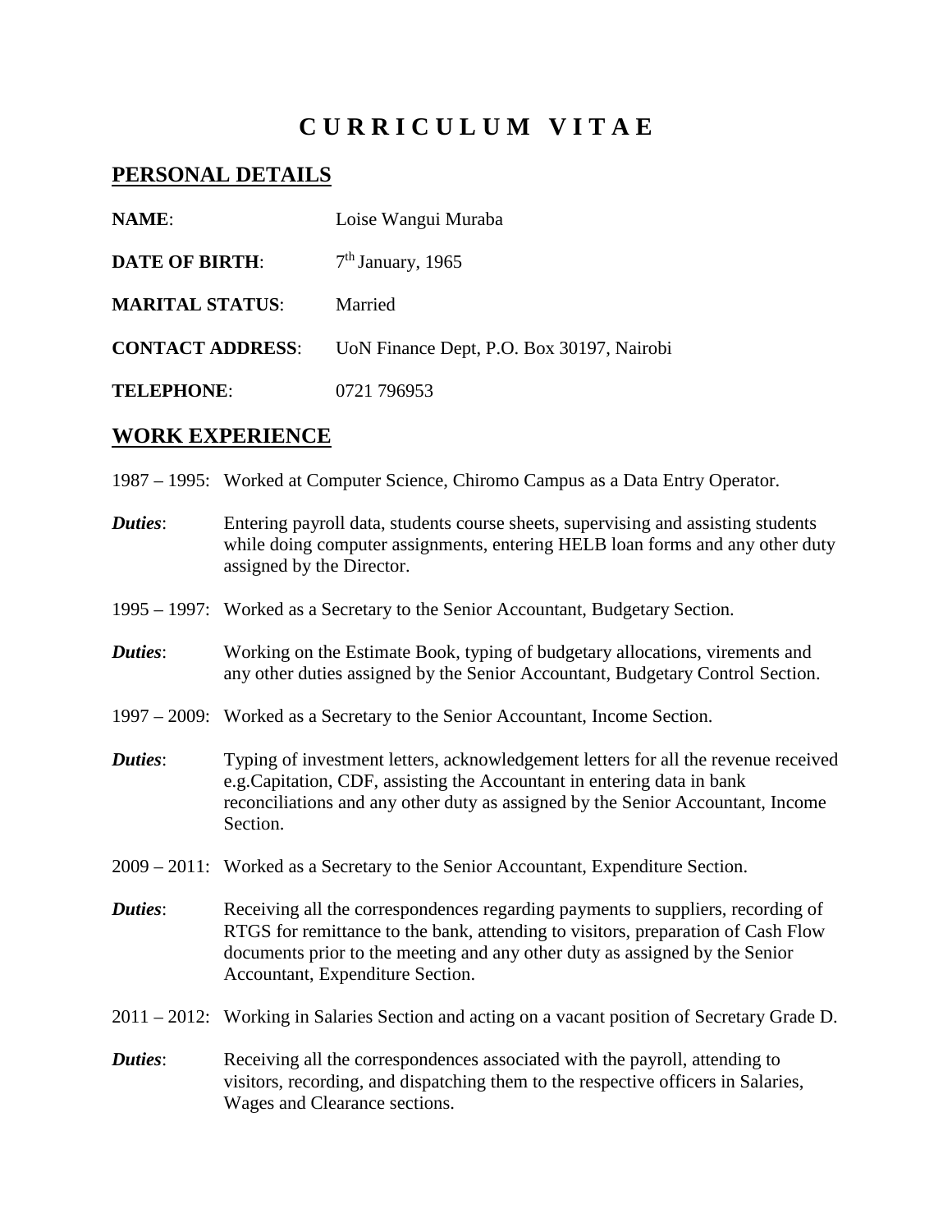# C U R R I C U L U M   V I T A E

## PERSONAL DETAILS

**NAME**: Loise Wangui Muraba

**DATE OF BIRTH**: 7th January, 1965

**MARITAL STATUS**: Married

**CONTACT ADDRESS**: UoN Finance Dept, P.O. Box 30197, Nairobi

**TELEPHONE**: 0721 796953

## WORK EXPERIENCE

1987 – 1995: Worked at Computer Science, Chiromo Campus as a Data Entry Operator.

***Duties***: Entering payroll data, students course sheets, supervising and assisting students while doing computer assignments, entering HELB loan forms and any other duty assigned by the Director.

1995 – 1997: Worked as a Secretary to the Senior Accountant, Budgetary Section.

***Duties***: Working on the Estimate Book, typing of budgetary allocations, virements and any other duties assigned by the Senior Accountant, Budgetary Control Section.

1997 – 2009: Worked as a Secretary to the Senior Accountant, Income Section.

***Duties***: Typing of investment letters, acknowledgement letters for all the revenue received e.g.Capitation, CDF, assisting the Accountant in entering data in bank reconciliations and any other duty as assigned by the Senior Accountant, Income Section.

2009 – 2011: Worked as a Secretary to the Senior Accountant, Expenditure Section.

***Duties***: Receiving all the correspondences regarding payments to suppliers, recording of RTGS for remittance to the bank, attending to visitors, preparation of Cash Flow documents prior to the meeting and any other duty as assigned by the Senior Accountant, Expenditure Section.

2011 – 2012: Working in Salaries Section and acting on a vacant position of Secretary Grade D.

***Duties***: Receiving all the correspondences associated with the payroll, attending to visitors, recording, and dispatching them to the respective officers in Salaries, Wages and Clearance sections.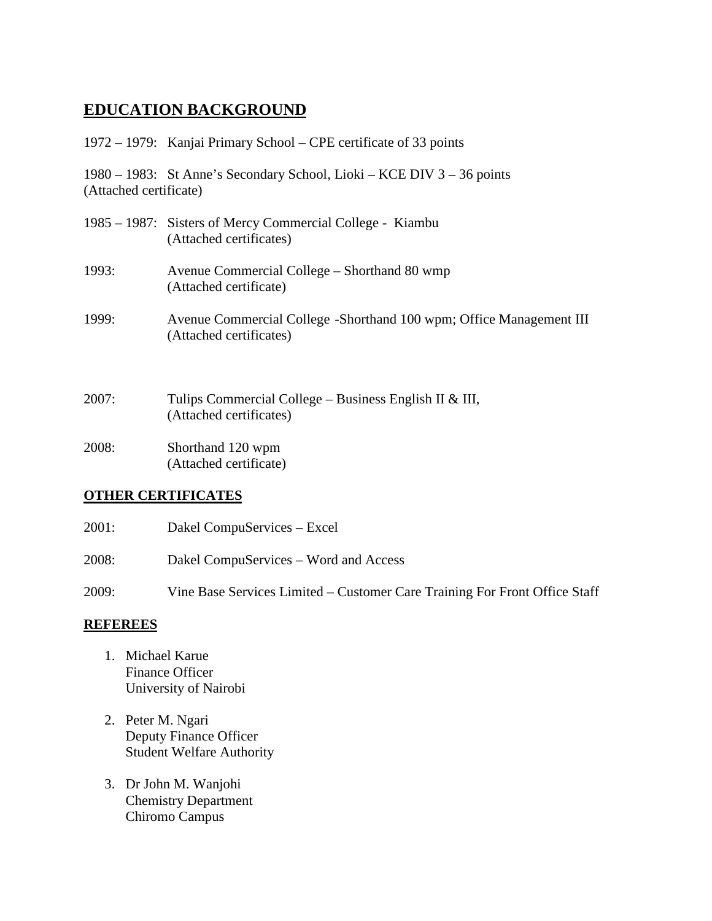## EDUCATION BACKGROUND

1972 – 1979: Kanjai Primary School – CPE certificate of 33 points

1980 – 1983: St Anne's Secondary School, Lioki – KCE DIV 3 – 36 points (Attached certificate)

1985 – 1987: Sisters of Mercy Commercial College - Kiambu
(Attached certificates)

1993: Avenue Commercial College – Shorthand 80 wmp
(Attached certificate)

1999: Avenue Commercial College -Shorthand 100 wpm; Office Management III
(Attached certificates)

2007: Tulips Commercial College – Business English II & III,
(Attached certificates)

2008: Shorthand 120 wpm
(Attached certificate)

### OTHER CERTIFICATES

2001: Dakel CompuServices – Excel

2008: Dakel CompuServices – Word and Access

2009: Vine Base Services Limited – Customer Care Training For Front Office Staff

### REFEREES

1. Michael Karue
   Finance Officer
   University of Nairobi

2. Peter M. Ngari
   Deputy Finance Officer
   Student Welfare Authority

3. Dr John M. Wanjohi
   Chemistry Department
   Chiromo Campus